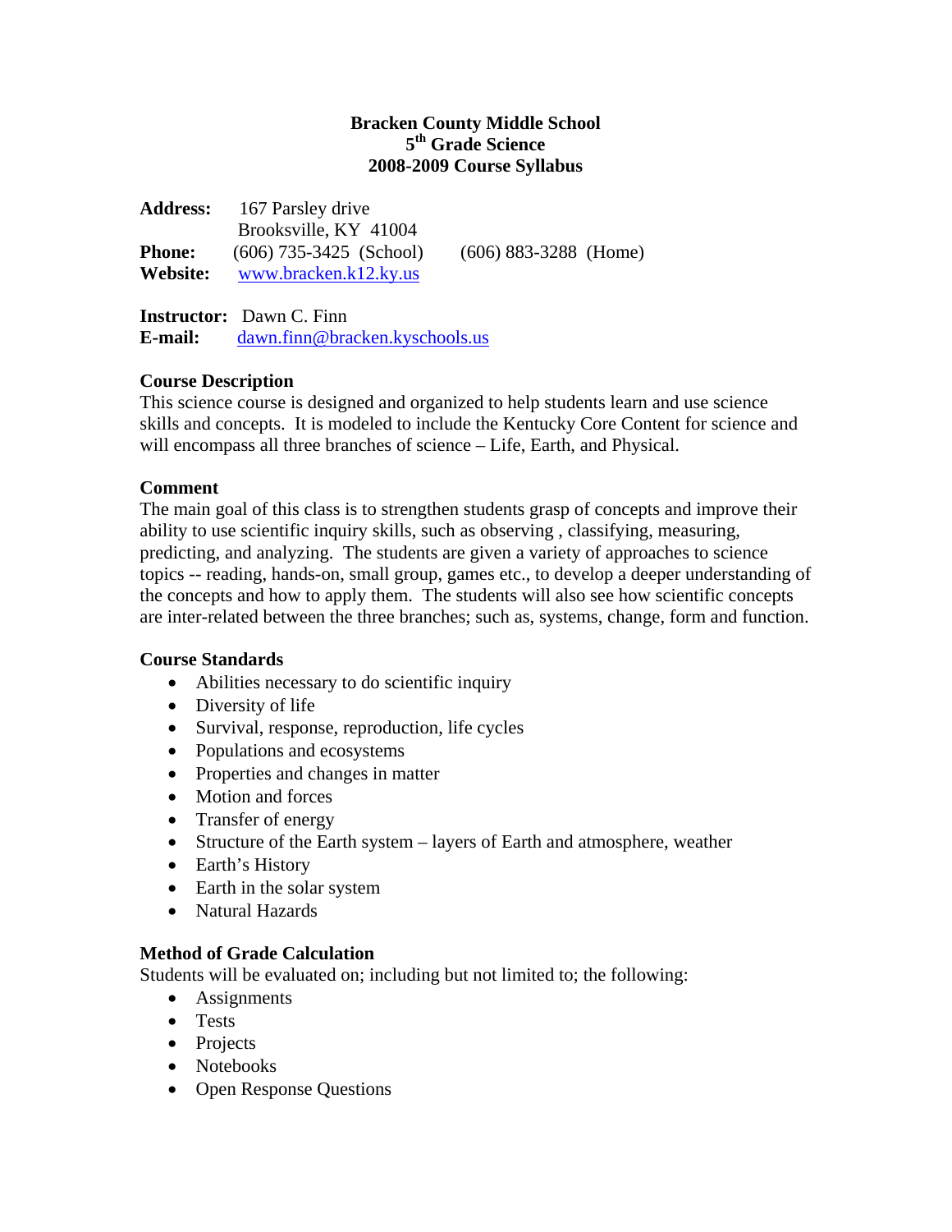**Bracken County Middle School**
**5th Grade Science**
**2008-2009 Course Syllabus**

**Address:** 167 Parsley drive
Brooksville, KY 41004
**Phone:** (606) 735-3425 (School) (606) 883-3288 (Home)
**Website:** www.bracken.k12.ky.us

**Instructor:** Dawn C. Finn
**E-mail:** dawn.finn@bracken.kyschools.us

### Course Description

This science course is designed and organized to help students learn and use science skills and concepts. It is modeled to include the Kentucky Core Content for science and will encompass all three branches of science – Life, Earth, and Physical.

### Comment

The main goal of this class is to strengthen students grasp of concepts and improve their ability to use scientific inquiry skills, such as observing , classifying, measuring, predicting, and analyzing. The students are given a variety of approaches to science topics -- reading, hands-on, small group, games etc., to develop a deeper understanding of the concepts and how to apply them. The students will also see how scientific concepts are inter-related between the three branches; such as, systems, change, form and function.

### Course Standards

- Abilities necessary to do scientific inquiry
- Diversity of life
- Survival, response, reproduction, life cycles
- Populations and ecosystems
- Properties and changes in matter
- Motion and forces
- Transfer of energy
- Structure of the Earth system – layers of Earth and atmosphere, weather
- Earth's History
- Earth in the solar system
- Natural Hazards

### Method of Grade Calculation

Students will be evaluated on; including but not limited to; the following:

- Assignments
- Tests
- Projects
- Notebooks
- Open Response Questions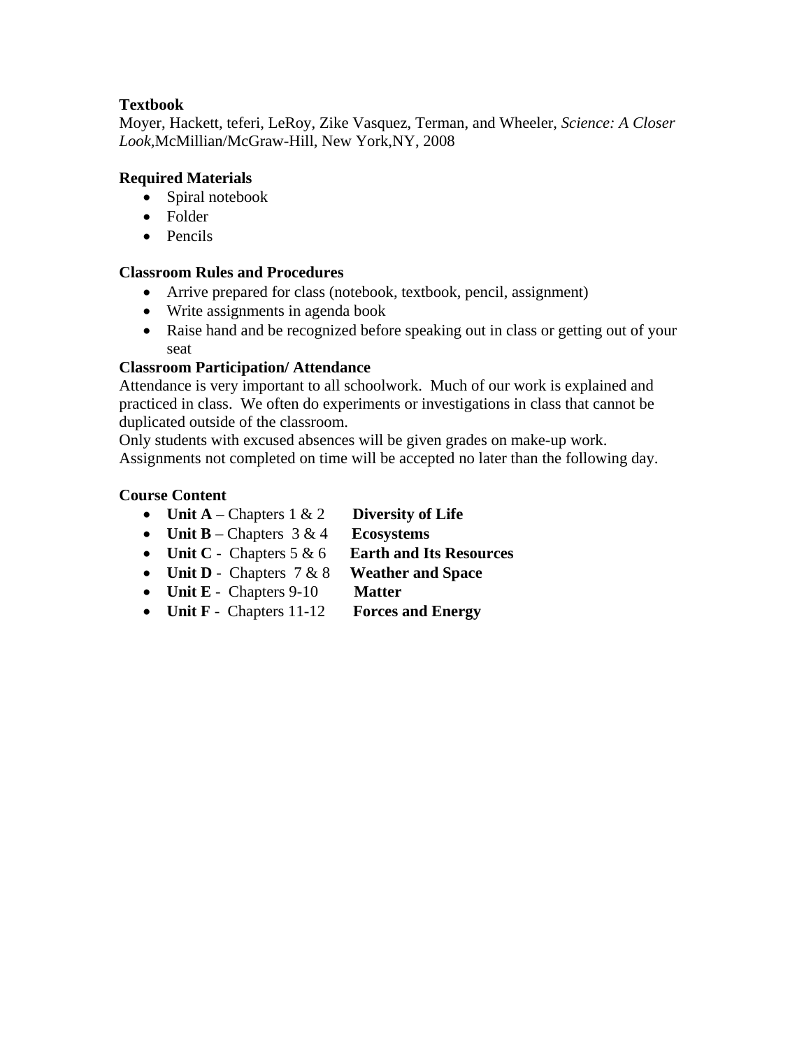**Textbook**

Moyer, Hackett, teferi, LeRoy, Zike Vasquez, Terman, and Wheeler, *Science: A Closer Look*,McMillian/McGraw-Hill, New York,NY, 2008

**Required Materials**

- Spiral notebook
- Folder
- Pencils

**Classroom Rules and Procedures**

- Arrive prepared for class (notebook, textbook, pencil, assignment)
- Write assignments in agenda book
- Raise hand and be recognized before speaking out in class or getting out of your seat

**Classroom Participation/ Attendance**

Attendance is very important to all schoolwork. Much of our work is explained and practiced in class. We often do experiments or investigations in class that cannot be duplicated outside of the classroom.

Only students with excused absences will be given grades on make-up work.

Assignments not completed on time will be accepted no later than the following day.

**Course Content**

- **Unit A** – Chapters 1 & 2 **Diversity of Life**
- **Unit B** – Chapters 3 & 4 **Ecosystems**
- **Unit C** - Chapters 5 & 6 **Earth and Its Resources**
- **Unit D** - Chapters 7 & 8 **Weather and Space**
- **Unit E** - Chapters 9-10 **Matter**
- **Unit F** - Chapters 11-12 **Forces and Energy**